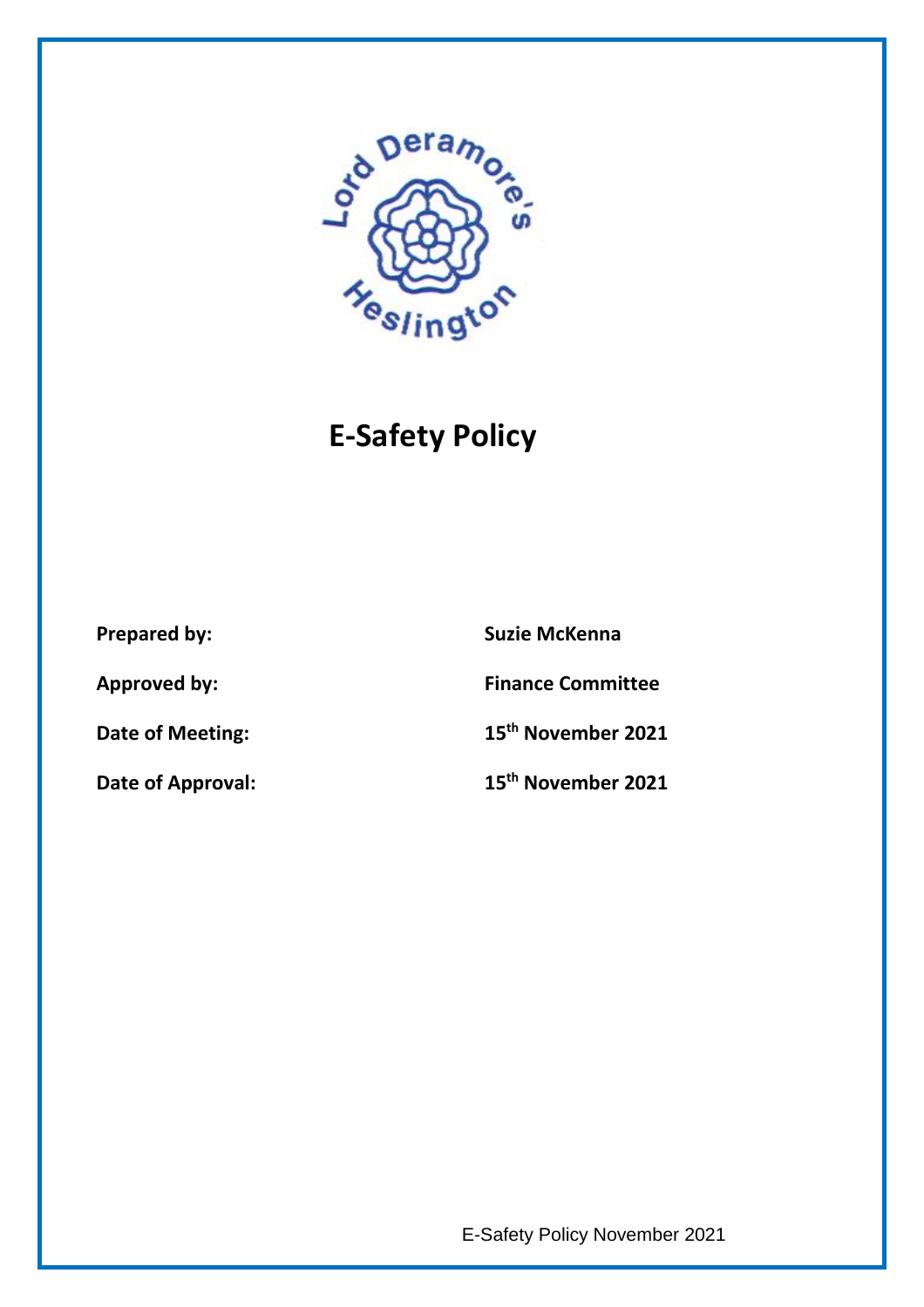# E-Safety Policy

| | |
|---|---|
| **Prepared by:** | **Suzie McKenna** |
| **Approved by:** | **Finance Committee** |
| **Date of Meeting:** | **15th November 2021** |
| **Date of Approval:** | **15th November 2021** |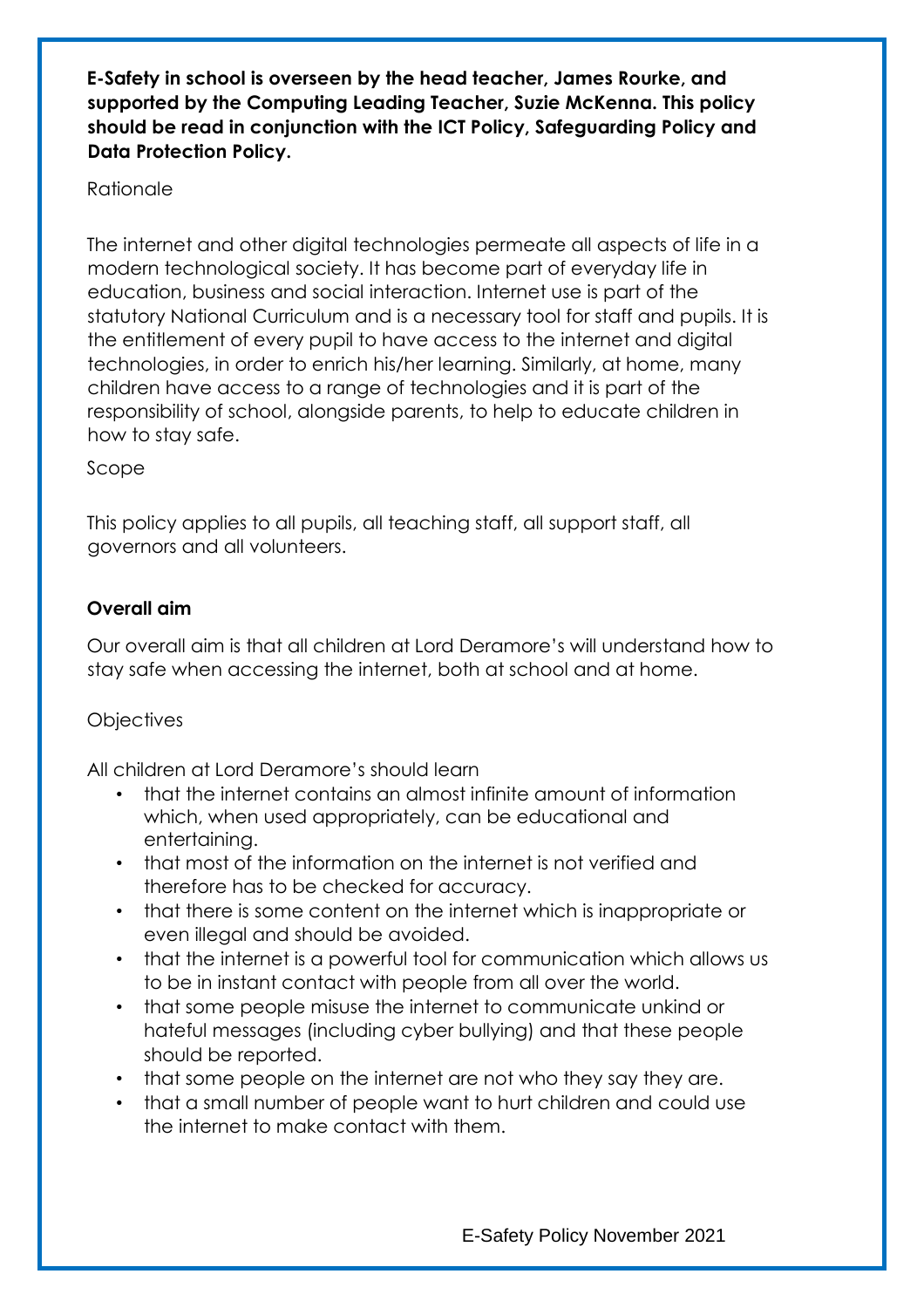**E-Safety in school is overseen by the head teacher, James Rourke, and supported by the Computing Leading Teacher, Suzie McKenna. This policy should be read in conjunction with the ICT Policy, Safeguarding Policy and Data Protection Policy.**

Rationale

The internet and other digital technologies permeate all aspects of life in a modern technological society. It has become part of everyday life in education, business and social interaction. Internet use is part of the statutory National Curriculum and is a necessary tool for staff and pupils. It is the entitlement of every pupil to have access to the internet and digital technologies, in order to enrich his/her learning. Similarly, at home, many children have access to a range of technologies and it is part of the responsibility of school, alongside parents, to help to educate children in how to stay safe.

Scope

This policy applies to all pupils, all teaching staff, all support staff, all governors and all volunteers.

**Overall aim**

Our overall aim is that all children at Lord Deramore's will understand how to stay safe when accessing the internet, both at school and at home.

Objectives

All children at Lord Deramore's should learn

- that the internet contains an almost infinite amount of information which, when used appropriately, can be educational and entertaining.
- that most of the information on the internet is not verified and therefore has to be checked for accuracy.
- that there is some content on the internet which is inappropriate or even illegal and should be avoided.
- that the internet is a powerful tool for communication which allows us to be in instant contact with people from all over the world.
- that some people misuse the internet to communicate unkind or hateful messages (including cyber bullying) and that these people should be reported.
- that some people on the internet are not who they say they are.
- that a small number of people want to hurt children and could use the internet to make contact with them.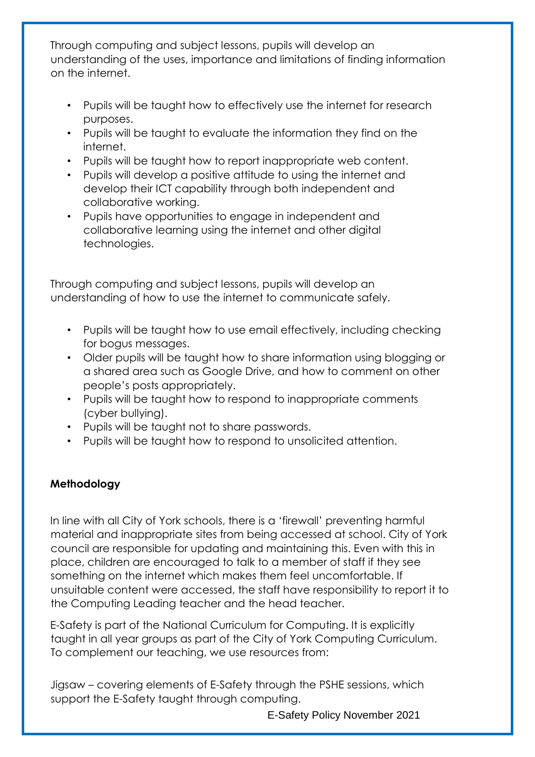Through computing and subject lessons, pupils will develop an understanding of the uses, importance and limitations of finding information on the internet.

- Pupils will be taught how to effectively use the internet for research purposes.
- Pupils will be taught to evaluate the information they find on the internet.
- Pupils will be taught how to report inappropriate web content.
- Pupils will develop a positive attitude to using the internet and develop their ICT capability through both independent and collaborative working.
- Pupils have opportunities to engage in independent and collaborative learning using the internet and other digital technologies.

Through computing and subject lessons, pupils will develop an understanding of how to use the internet to communicate safely.

- Pupils will be taught how to use email effectively, including checking for bogus messages.
- Older pupils will be taught how to share information using blogging or a shared area such as Google Drive, and how to comment on other people's posts appropriately.
- Pupils will be taught how to respond to inappropriate comments (cyber bullying).
- Pupils will be taught not to share passwords.
- Pupils will be taught how to respond to unsolicited attention.

**Methodology**

In line with all City of York schools, there is a 'firewall' preventing harmful material and inappropriate sites from being accessed at school. City of York council are responsible for updating and maintaining this. Even with this in place, children are encouraged to talk to a member of staff if they see something on the internet which makes them feel uncomfortable. If unsuitable content were accessed, the staff have responsibility to report it to the Computing Leading teacher and the head teacher.

E-Safety is part of the National Curriculum for Computing. It is explicitly taught in all year groups as part of the City of York Computing Curriculum. To complement our teaching, we use resources from:

Jigsaw – covering elements of E-Safety through the PSHE sessions, which support the E-Safety taught through computing.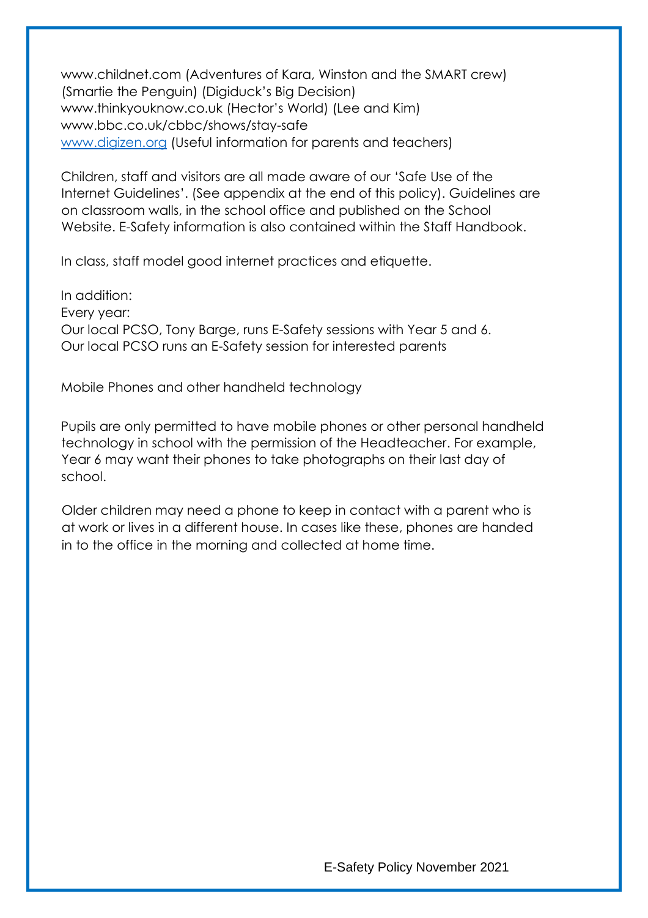www.childnet.com (Adventures of Kara, Winston and the SMART crew) (Smartie the Penguin) (Digiduck's Big Decision)
www.thinkyouknow.co.uk (Hector's World) (Lee and Kim)
www.bbc.co.uk/cbbc/shows/stay-safe
[www.digizen.org](http://www.digizen.org) (Useful information for parents and teachers)

Children, staff and visitors are all made aware of our 'Safe Use of the Internet Guidelines'. (See appendix at the end of this policy). Guidelines are on classroom walls, in the school office and published on the School Website. E-Safety information is also contained within the Staff Handbook.

In class, staff model good internet practices and etiquette.

In addition:
Every year:
Our local PCSO, Tony Barge, runs E-Safety sessions with Year 5 and 6.
Our local PCSO runs an E-Safety session for interested parents

Mobile Phones and other handheld technology

Pupils are only permitted to have mobile phones or other personal handheld technology in school with the permission of the Headteacher. For example, Year 6 may want their phones to take photographs on their last day of school.

Older children may need a phone to keep in contact with a parent who is at work or lives in a different house. In cases like these, phones are handed in to the office in the morning and collected at home time.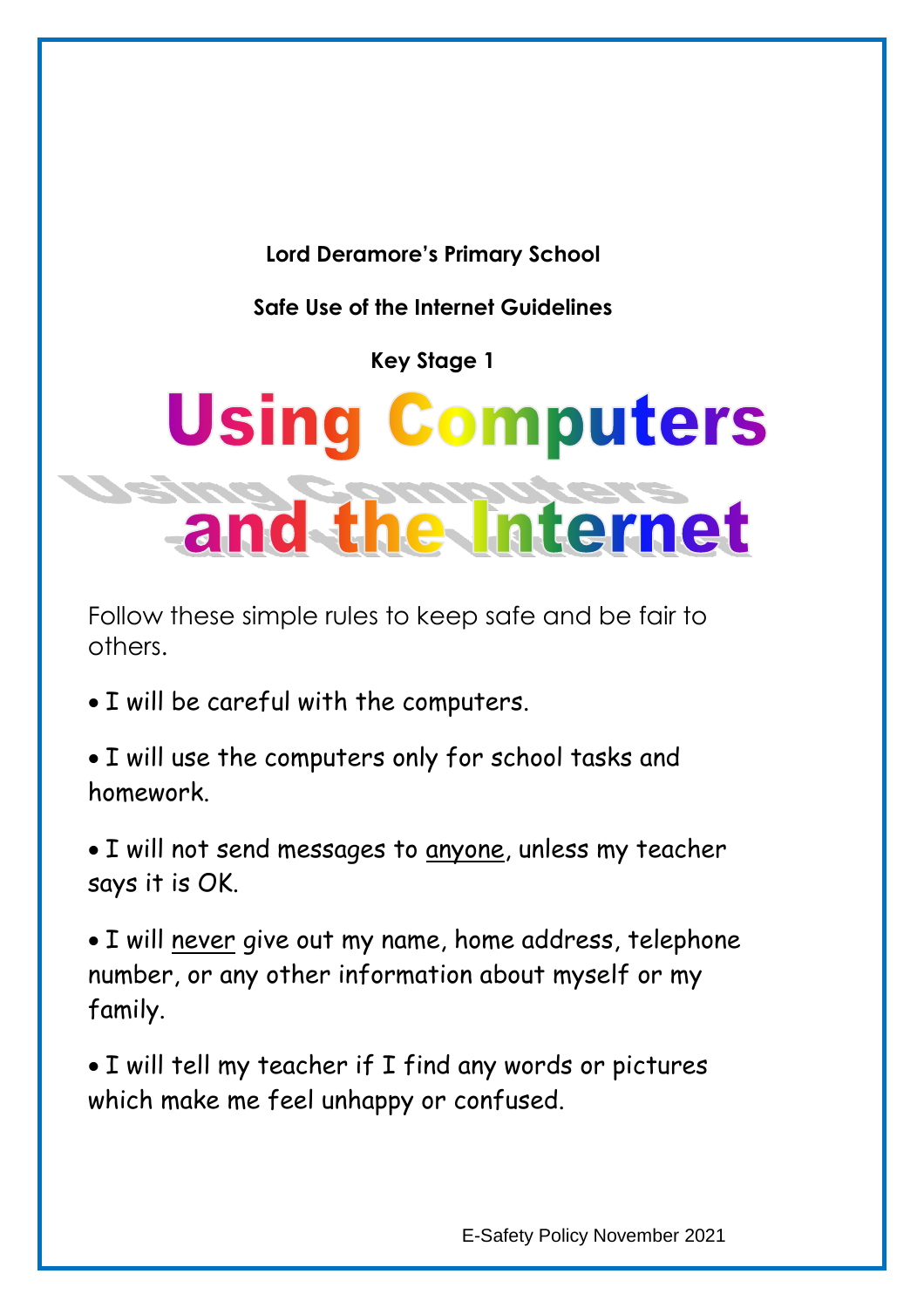**Lord Deramore's Primary School**

**Safe Use of the Internet Guidelines**

**Key Stage 1**

# Using Computers and the Internet

Follow these simple rules to keep safe and be fair to others.

- I will be careful with the computers.
- I will use the computers only for school tasks and homework.
- I will not send messages to anyone, unless my teacher says it is OK.
- I will never give out my name, home address, telephone number, or any other information about myself or my family.
- I will tell my teacher if I find any words or pictures which make me feel unhappy or confused.

E-Safety Policy November 2021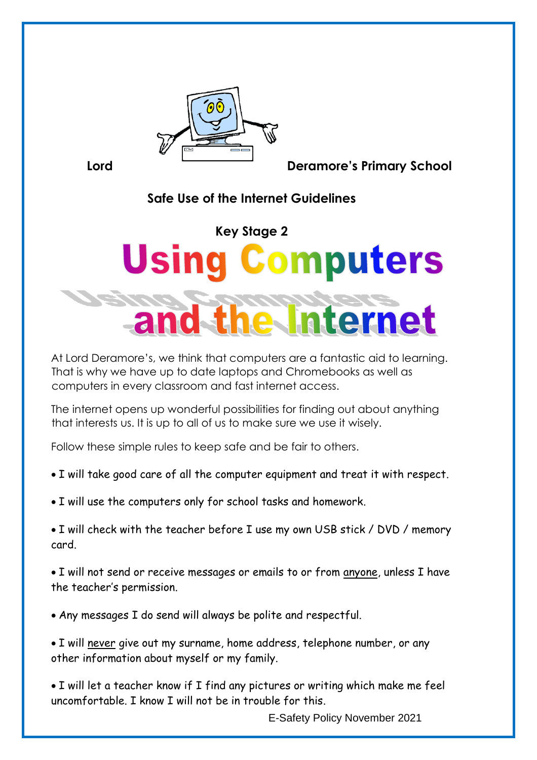**Lord Deramore's Primary School**

## Safe Use of the Internet Guidelines

### Key Stage 2

# Using Computers and the Internet

At Lord Deramore's, we think that computers are a fantastic aid to learning. That is why we have up to date laptops and Chromebooks as well as computers in every classroom and fast internet access.

The internet opens up wonderful possibilities for finding out about anything that interests us. It is up to all of us to make sure we use it wisely.

Follow these simple rules to keep safe and be fair to others.

- I will take good care of all the computer equipment and treat it with respect.
- I will use the computers only for school tasks and homework.
- I will check with the teacher before I use my own USB stick / DVD / memory card.
- I will not send or receive messages or emails to or from <u>anyone</u>, unless I have the teacher's permission.
- Any messages I do send will always be polite and respectful.
- I will <u>never</u> give out my surname, home address, telephone number, or any other information about myself or my family.
- I will let a teacher know if I find any pictures or writing which make me feel uncomfortable. I know I will not be in trouble for this.

E-Safety Policy November 2021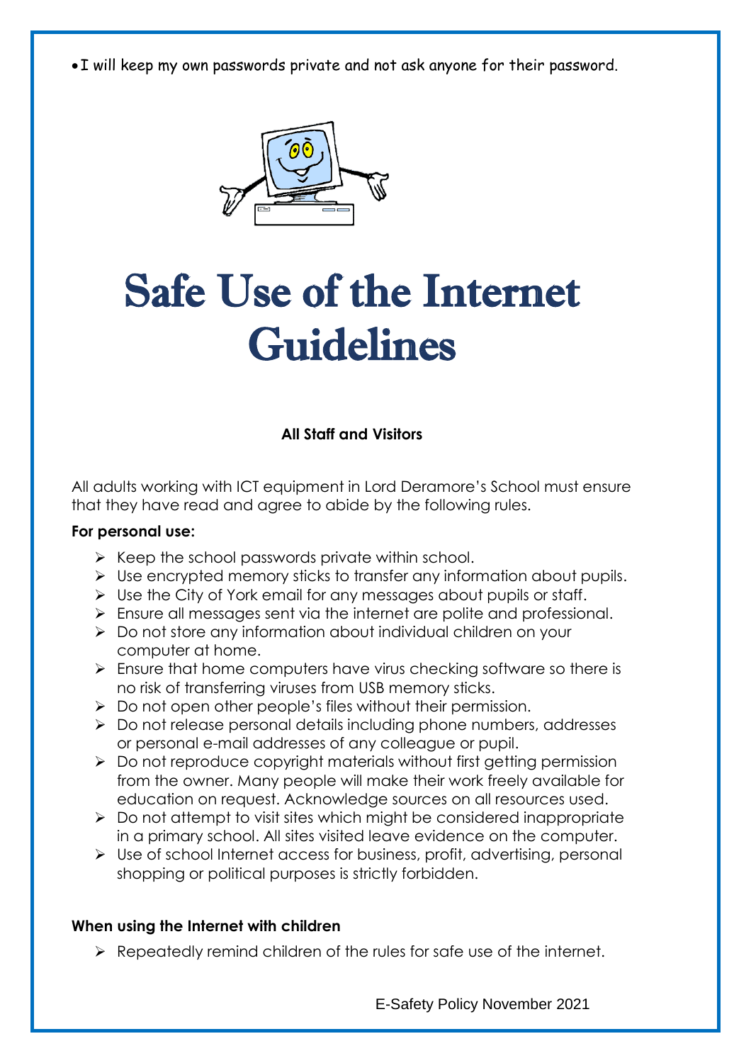- I will keep my own passwords private and not ask anyone for their password.

# Safe Use of the Internet Guidelines

**All Staff and Visitors**

All adults working with ICT equipment in Lord Deramore's School must ensure that they have read and agree to abide by the following rules.

**For personal use:**

- Keep the school passwords private within school.
- Use encrypted memory sticks to transfer any information about pupils.
- Use the City of York email for any messages about pupils or staff.
- Ensure all messages sent via the internet are polite and professional.
- Do not store any information about individual children on your computer at home.
- Ensure that home computers have virus checking software so there is no risk of transferring viruses from USB memory sticks.
- Do not open other people's files without their permission.
- Do not release personal details including phone numbers, addresses or personal e-mail addresses of any colleague or pupil.
- Do not reproduce copyright materials without first getting permission from the owner. Many people will make their work freely available for education on request. Acknowledge sources on all resources used.
- Do not attempt to visit sites which might be considered inappropriate in a primary school. All sites visited leave evidence on the computer.
- Use of school Internet access for business, profit, advertising, personal shopping or political purposes is strictly forbidden.

**When using the Internet with children**

- Repeatedly remind children of the rules for safe use of the internet.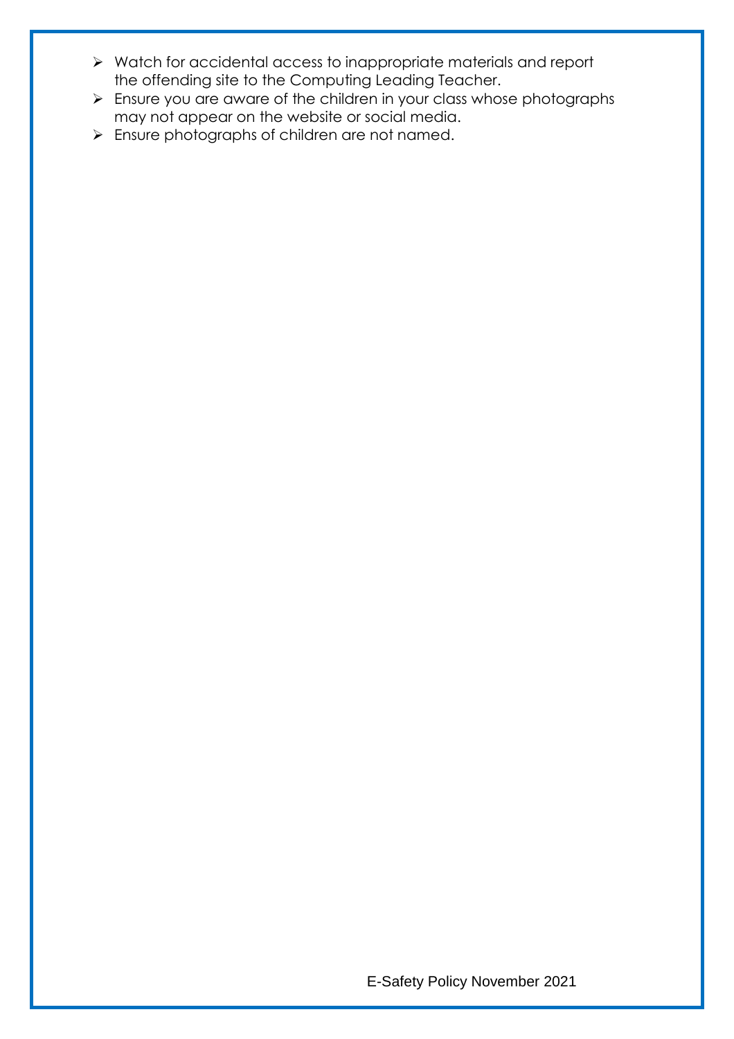- Watch for accidental access to inappropriate materials and report the offending site to the Computing Leading Teacher.
- Ensure you are aware of the children in your class whose photographs may not appear on the website or social media.
- Ensure photographs of children are not named.